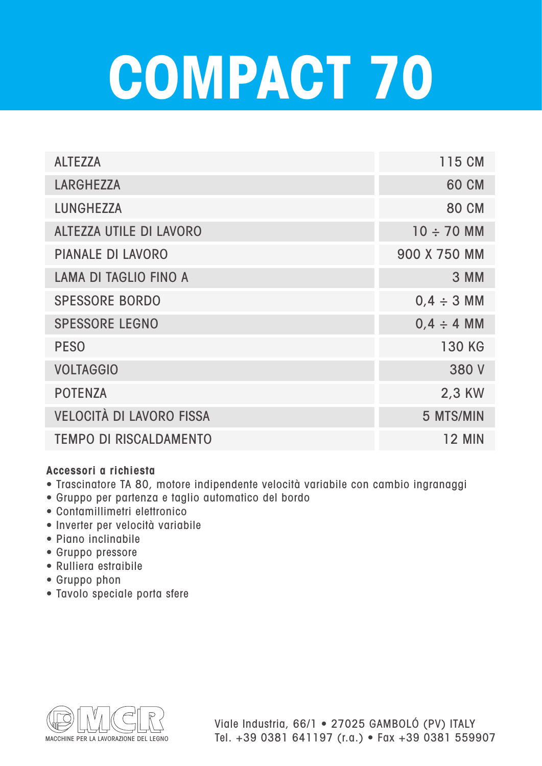# COMPACT 70

| | |
|---|---|
| ALTEZZA | 115 CM |
| LARGHEZZA | 60 CM |
| LUNGHEZZA | 80 CM |
| ALTEZZA UTILE DI LAVORO | 10 ÷ 70 MM |
| PIANALE DI LAVORO | 900 X 750 MM |
| LAMA DI TAGLIO FINO A | 3 MM |
| SPESSORE BORDO | 0,4 ÷ 3 MM |
| SPESSORE LEGNO | 0,4 ÷ 4 MM |
| PESO | 130 KG |
| VOLTAGGIO | 380 V |
| POTENZA | 2,3 KW |
| VELOCITÀ DI LAVORO FISSA | 5 MTS/MIN |
| TEMPO DI RISCALDAMENTO | 12 MIN |

**Accessori a richiesta**

- Trascinatore TA 80, motore indipendente velocità variabile con cambio ingranaggi
- Gruppo per partenza e taglio automatico del bordo
- Contamillimetri elettronico
- Inverter per velocità variabile
- Piano inclinabile
- Gruppo pressore
- Rulliera estraibile
- Gruppo phon
- Tavolo speciale porta sfere

MCR
MACCHINE PER LA LAVORAZIONE DEL LEGNO

Viale Industria, 66/1 • 27025 GAMBOLÓ (PV) ITALY
Tel. +39 0381 641197 (r.a.) • Fax +39 0381 559907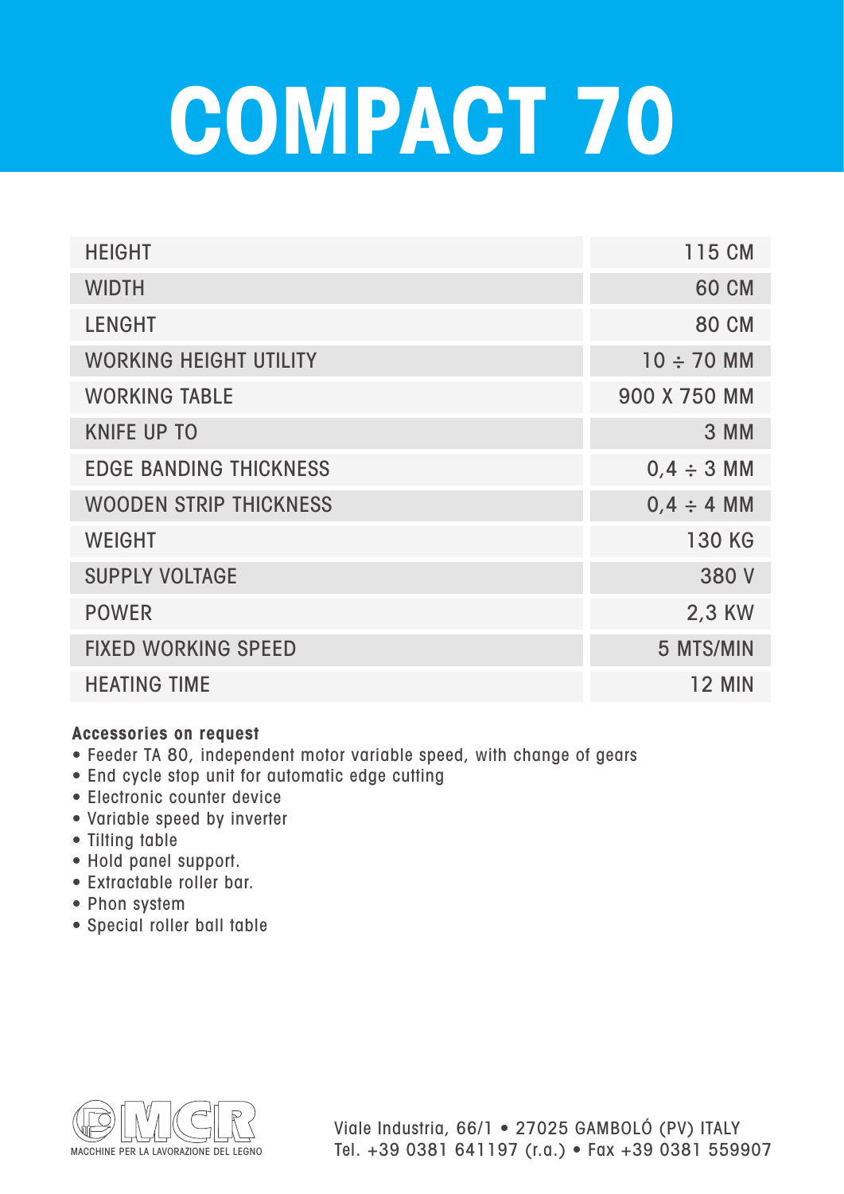# COMPACT 70

| | |
|---|---|
| HEIGHT | 115 CM |
| WIDTH | 60 CM |
| LENGHT | 80 CM |
| WORKING HEIGHT UTILITY | 10 ÷ 70 MM |
| WORKING TABLE | 900 X 750 MM |
| KNIFE UP TO | 3 MM |
| EDGE BANDING THICKNESS | 0,4 ÷ 3 MM |
| WOODEN STRIP THICKNESS | 0,4 ÷ 4 MM |
| WEIGHT | 130 KG |
| SUPPLY VOLTAGE | 380 V |
| POWER | 2,3 KW |
| FIXED WORKING SPEED | 5 MTS/MIN |
| HEATING TIME | 12 MIN |

**Accessories on request**

- Feeder TA 80, independent motor variable speed, with change of gears
- End cycle stop unit for automatic edge cutting
- Electronic counter device
- Variable speed by inverter
- Tilting table
- Hold panel support.
- Extractable roller bar.
- Phon system
- Special roller ball table

OMCR
MACCHINE PER LA LAVORAZIONE DEL LEGNO

Viale Industria, 66/1 • 27025 GAMBOLÓ (PV) ITALY
Tel. +39 0381 641197 (r.a.) • Fax +39 0381 559907